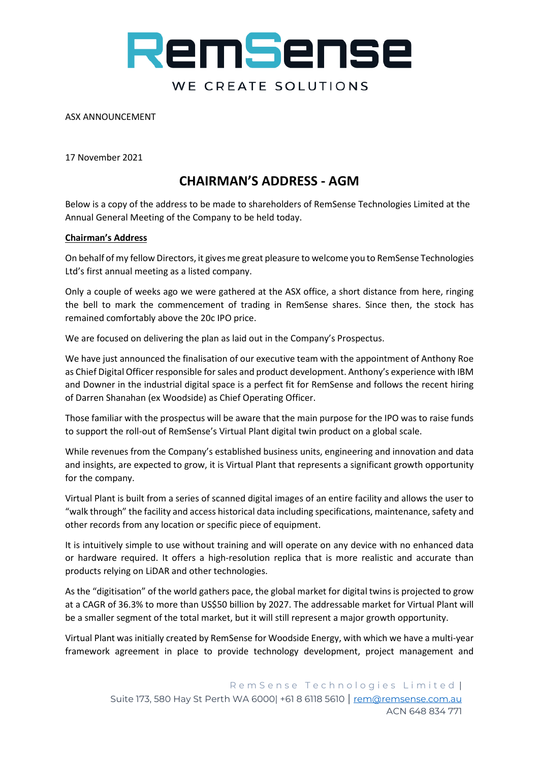# RemSense

WE CREATE SOLUTIONS

ASX ANNOUNCEMENT

17 November 2021

## CHAIRMAN'S ADDRESS - AGM

Below is a copy of the address to be made to shareholders of RemSense Technologies Limited at the Annual General Meeting of the Company to be held today.

**Chairman's Address**

On behalf of my fellow Directors, it gives me great pleasure to welcome you to RemSense Technologies Ltd's first annual meeting as a listed company.

Only a couple of weeks ago we were gathered at the ASX office, a short distance from here, ringing the bell to mark the commencement of trading in RemSense shares. Since then, the stock has remained comfortably above the 20c IPO price.

We are focused on delivering the plan as laid out in the Company's Prospectus.

We have just announced the finalisation of our executive team with the appointment of Anthony Roe as Chief Digital Officer responsible for sales and product development. Anthony's experience with IBM and Downer in the industrial digital space is a perfect fit for RemSense and follows the recent hiring of Darren Shanahan (ex Woodside) as Chief Operating Officer.

Those familiar with the prospectus will be aware that the main purpose for the IPO was to raise funds to support the roll-out of RemSense's Virtual Plant digital twin product on a global scale.

While revenues from the Company's established business units, engineering and innovation and data and insights, are expected to grow, it is Virtual Plant that represents a significant growth opportunity for the company.

Virtual Plant is built from a series of scanned digital images of an entire facility and allows the user to "walk through" the facility and access historical data including specifications, maintenance, safety and other records from any location or specific piece of equipment.

It is intuitively simple to use without training and will operate on any device with no enhanced data or hardware required. It offers a high-resolution replica that is more realistic and accurate than products relying on LiDAR and other technologies.

As the "digitisation" of the world gathers pace, the global market for digital twins is projected to grow at a CAGR of 36.3% to more than US$50 billion by 2027. The addressable market for Virtual Plant will be a smaller segment of the total market, but it will still represent a major growth opportunity.

Virtual Plant was initially created by RemSense for Woodside Energy, with which we have a multi-year framework agreement in place to provide technology development, project management and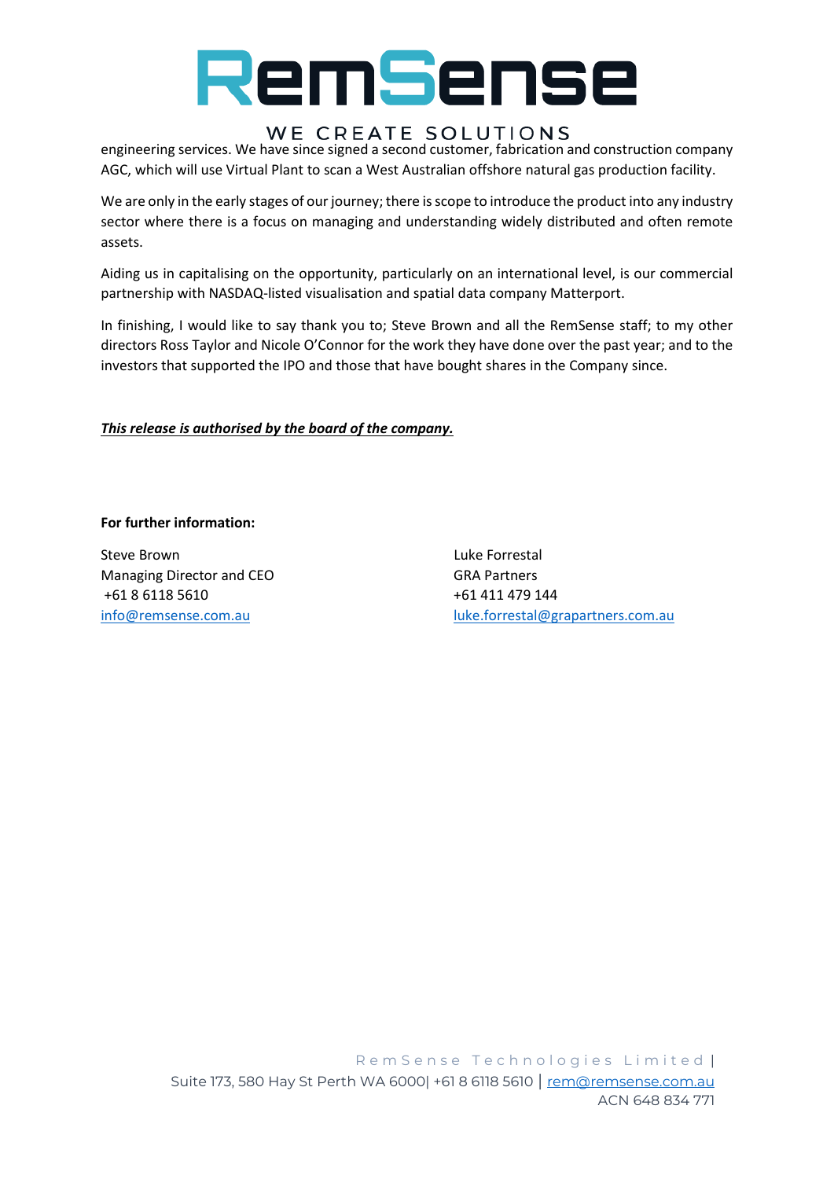engineering services. We have since signed a second customer, fabrication and construction company AGC, which will use Virtual Plant to scan a West Australian offshore natural gas production facility.

We are only in the early stages of our journey; there is scope to introduce the product into any industry sector where there is a focus on managing and understanding widely distributed and often remote assets.

Aiding us in capitalising on the opportunity, particularly on an international level, is our commercial partnership with NASDAQ-listed visualisation and spatial data company Matterport.

In finishing, I would like to say thank you to; Steve Brown and all the RemSense staff; to my other directors Ross Taylor and Nicole O'Connor for the work they have done over the past year; and to the investors that supported the IPO and those that have bought shares in the Company since.

***This release is authorised by the board of the company.***

**For further information:**

Steve Brown
Managing Director and CEO
+61 8 6118 5610
info@remsense.com.au

Luke Forrestal
GRA Partners
+61 411 479 144
luke.forrestal@grapartners.com.au